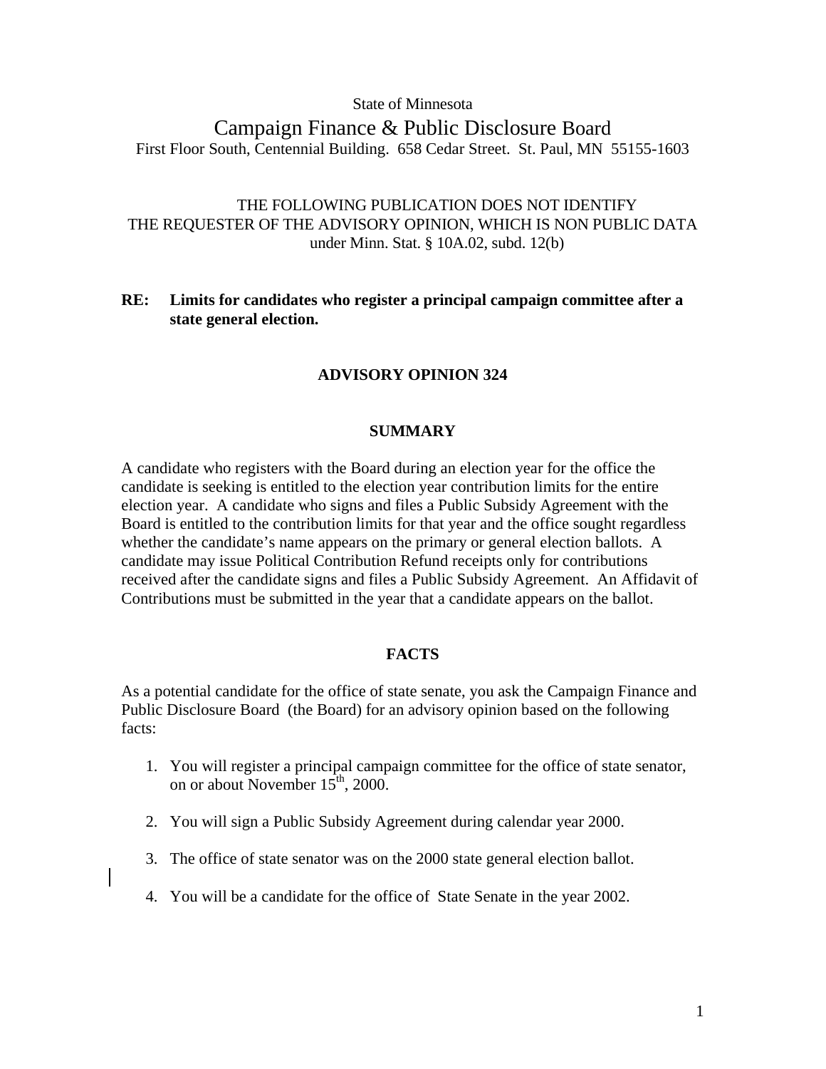State of Minnesota

# Campaign Finance & Public Disclosure Board

First Floor South, Centennial Building. 658 Cedar Street. St. Paul, MN 55155-1603

THE FOLLOWING PUBLICATION DOES NOT IDENTIFY
THE REQUESTER OF THE ADVISORY OPINION, WHICH IS NON PUBLIC DATA
under Minn. Stat. § 10A.02, subd. 12(b)

**RE: Limits for candidates who register a principal campaign committee after a state general election.**

## ADVISORY OPINION 324

### SUMMARY

A candidate who registers with the Board during an election year for the office the candidate is seeking is entitled to the election year contribution limits for the entire election year. A candidate who signs and files a Public Subsidy Agreement with the Board is entitled to the contribution limits for that year and the office sought regardless whether the candidate's name appears on the primary or general election ballots. A candidate may issue Political Contribution Refund receipts only for contributions received after the candidate signs and files a Public Subsidy Agreement. An Affidavit of Contributions must be submitted in the year that a candidate appears on the ballot.

### FACTS

As a potential candidate for the office of state senate, you ask the Campaign Finance and Public Disclosure Board (the Board) for an advisory opinion based on the following facts:

1. You will register a principal campaign committee for the office of state senator, on or about November 15th, 2000.
2. You will sign a Public Subsidy Agreement during calendar year 2000.
3. The office of state senator was on the 2000 state general election ballot.
4. You will be a candidate for the office of State Senate in the year 2002.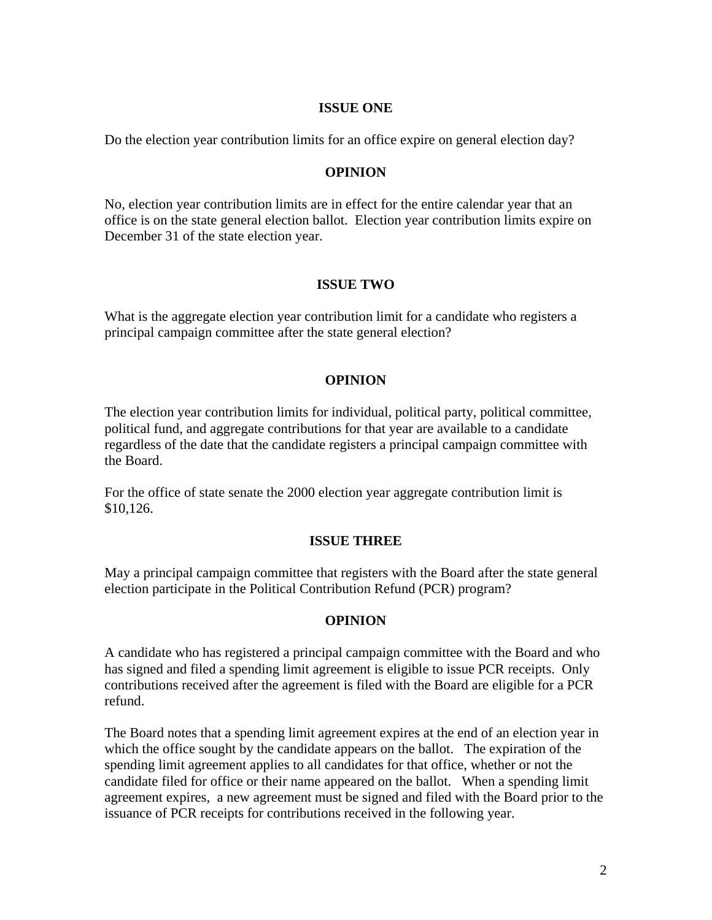## ISSUE ONE

Do the election year contribution limits for an office expire on general election day?

## OPINION

No, election year contribution limits are in effect for the entire calendar year that an office is on the state general election ballot. Election year contribution limits expire on December 31 of the state election year.

## ISSUE TWO

What is the aggregate election year contribution limit for a candidate who registers a principal campaign committee after the state general election?

## OPINION

The election year contribution limits for individual, political party, political committee, political fund, and aggregate contributions for that year are available to a candidate regardless of the date that the candidate registers a principal campaign committee with the Board.

For the office of state senate the 2000 election year aggregate contribution limit is $10,126.

## ISSUE THREE

May a principal campaign committee that registers with the Board after the state general election participate in the Political Contribution Refund (PCR) program?

## OPINION

A candidate who has registered a principal campaign committee with the Board and who has signed and filed a spending limit agreement is eligible to issue PCR receipts. Only contributions received after the agreement is filed with the Board are eligible for a PCR refund.

The Board notes that a spending limit agreement expires at the end of an election year in which the office sought by the candidate appears on the ballot. The expiration of the spending limit agreement applies to all candidates for that office, whether or not the candidate filed for office or their name appeared on the ballot. When a spending limit agreement expires, a new agreement must be signed and filed with the Board prior to the issuance of PCR receipts for contributions received in the following year.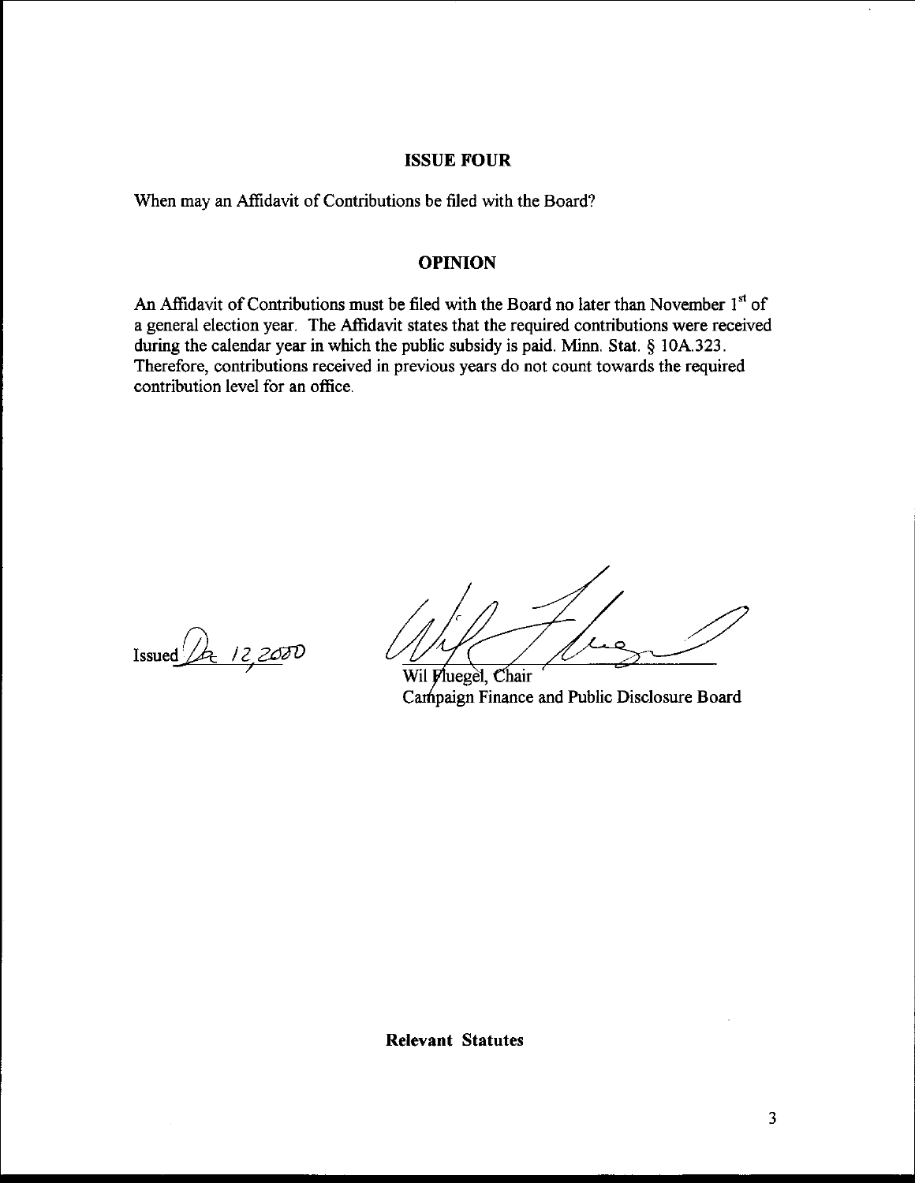## ISSUE FOUR

When may an Affidavit of Contributions be filed with the Board?

## OPINION

An Affidavit of Contributions must be filed with the Board no later than November 1st of a general election year. The Affidavit states that the required contributions were received during the calendar year in which the public subsidy is paid. Minn. Stat. § 10A.323. Therefore, contributions received in previous years do not count towards the required contribution level for an office.

Issued Dec 12, 2000

Wil Fluegel, Chair
Campaign Finance and Public Disclosure Board

**Relevant Statutes**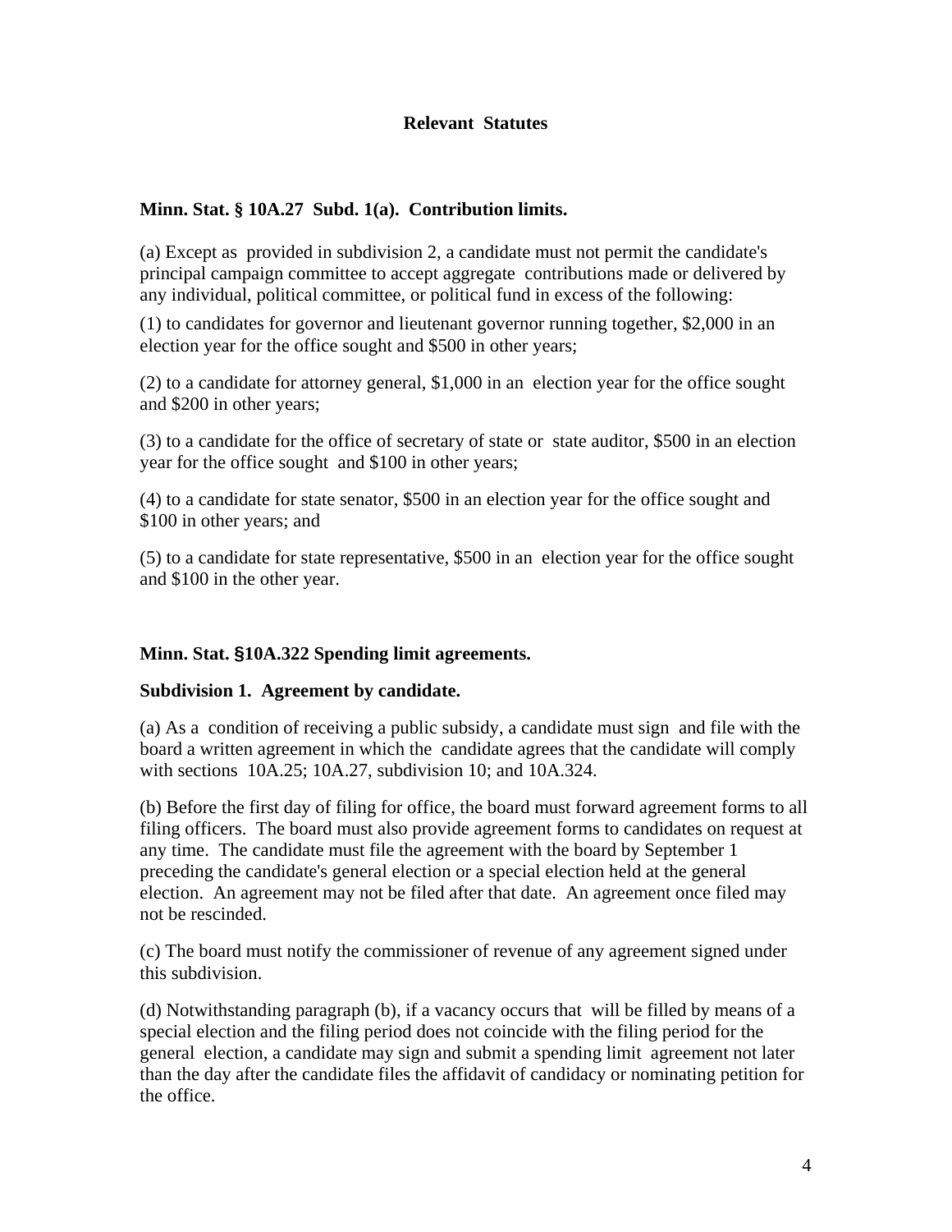## Relevant Statutes

**Minn. Stat. § 10A.27 Subd. 1(a). Contribution limits.**

(a) Except as provided in subdivision 2, a candidate must not permit the candidate's principal campaign committee to accept aggregate contributions made or delivered by any individual, political committee, or political fund in excess of the following:

(1) to candidates for governor and lieutenant governor running together, $2,000 in an election year for the office sought and $500 in other years;

(2) to a candidate for attorney general, $1,000 in an election year for the office sought and $200 in other years;

(3) to a candidate for the office of secretary of state or state auditor, $500 in an election year for the office sought and $100 in other years;

(4) to a candidate for state senator, $500 in an election year for the office sought and $100 in other years; and

(5) to a candidate for state representative, $500 in an election year for the office sought and $100 in the other year.

**Minn. Stat. §10A.322 Spending limit agreements.**

**Subdivision 1. Agreement by candidate.**

(a) As a condition of receiving a public subsidy, a candidate must sign and file with the board a written agreement in which the candidate agrees that the candidate will comply with sections 10A.25; 10A.27, subdivision 10; and 10A.324.

(b) Before the first day of filing for office, the board must forward agreement forms to all filing officers. The board must also provide agreement forms to candidates on request at any time. The candidate must file the agreement with the board by September 1 preceding the candidate's general election or a special election held at the general election. An agreement may not be filed after that date. An agreement once filed may not be rescinded.

(c) The board must notify the commissioner of revenue of any agreement signed under this subdivision.

(d) Notwithstanding paragraph (b), if a vacancy occurs that will be filled by means of a special election and the filing period does not coincide with the filing period for the general election, a candidate may sign and submit a spending limit agreement not later than the day after the candidate files the affidavit of candidacy or nominating petition for the office.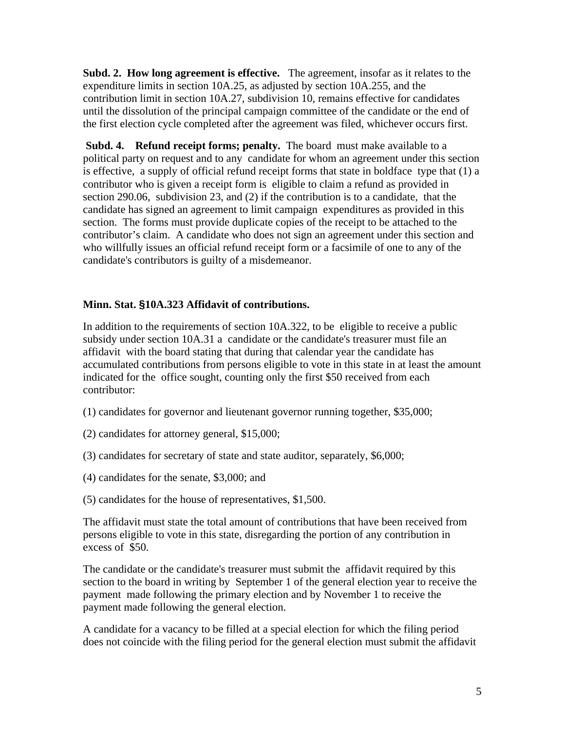**Subd. 2. How long agreement is effective.** The agreement, insofar as it relates to the expenditure limits in section 10A.25, as adjusted by section 10A.255, and the contribution limit in section 10A.27, subdivision 10, remains effective for candidates until the dissolution of the principal campaign committee of the candidate or the end of the first election cycle completed after the agreement was filed, whichever occurs first.

**Subd. 4. Refund receipt forms; penalty.** The board must make available to a political party on request and to any candidate for whom an agreement under this section is effective, a supply of official refund receipt forms that state in boldface type that (1) a contributor who is given a receipt form is eligible to claim a refund as provided in section 290.06, subdivision 23, and (2) if the contribution is to a candidate, that the candidate has signed an agreement to limit campaign expenditures as provided in this section. The forms must provide duplicate copies of the receipt to be attached to the contributor's claim. A candidate who does not sign an agreement under this section and who willfully issues an official refund receipt form or a facsimile of one to any of the candidate's contributors is guilty of a misdemeanor.

**Minn. Stat. §10A.323 Affidavit of contributions.**

In addition to the requirements of section 10A.322, to be eligible to receive a public subsidy under section 10A.31 a candidate or the candidate's treasurer must file an affidavit with the board stating that during that calendar year the candidate has accumulated contributions from persons eligible to vote in this state in at least the amount indicated for the office sought, counting only the first $50 received from each contributor:

(1) candidates for governor and lieutenant governor running together, $35,000;

(2) candidates for attorney general, $15,000;

(3) candidates for secretary of state and state auditor, separately, $6,000;

(4) candidates for the senate, $3,000; and

(5) candidates for the house of representatives, $1,500.

The affidavit must state the total amount of contributions that have been received from persons eligible to vote in this state, disregarding the portion of any contribution in excess of $50.

The candidate or the candidate's treasurer must submit the affidavit required by this section to the board in writing by September 1 of the general election year to receive the payment made following the primary election and by November 1 to receive the payment made following the general election.

A candidate for a vacancy to be filled at a special election for which the filing period does not coincide with the filing period for the general election must submit the affidavit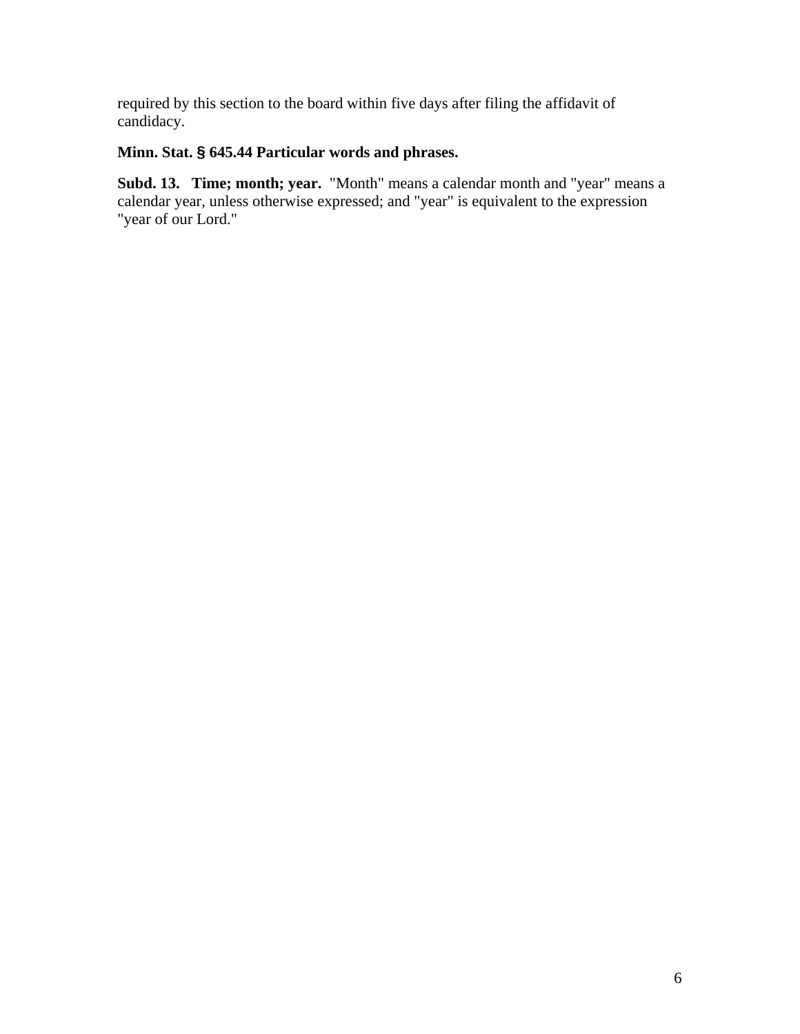required by this section to the board within five days after filing the affidavit of candidacy.

**Minn. Stat. § 645.44 Particular words and phrases.**

**Subd. 13. Time; month; year.** "Month" means a calendar month and "year" means a calendar year, unless otherwise expressed; and "year" is equivalent to the expression "year of our Lord."